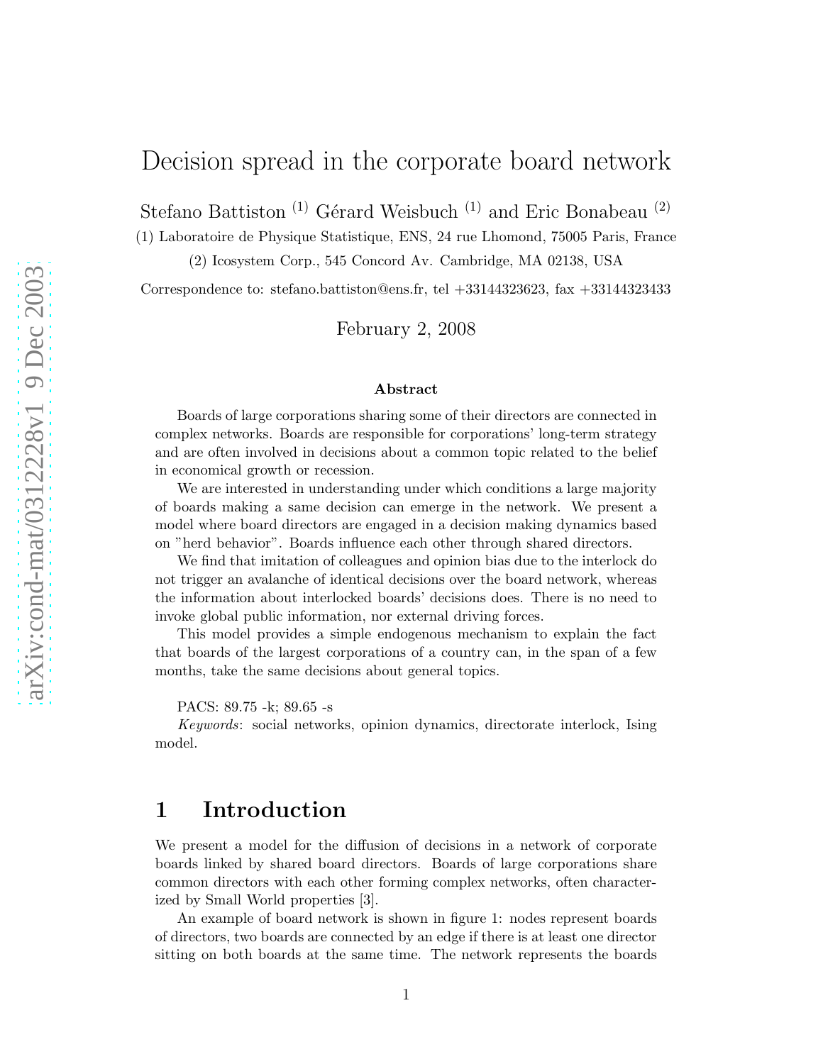# Decision spread in the corporate board network

Stefano Battiston (1) Gérard Weisbuch (1) and Eric Bonabeau (2)

(1) Laboratoire de Physique Statistique, ENS, 24 rue Lhomond, 75005 Paris, France

(2) Icosystem Corp., 545 Concord Av. Cambridge, MA 02138, USA

Correspondence to: stefano.battiston@ens.fr, tel +33144323623, fax +33144323433

February 2, 2008

### Abstract

Boards of large corporations sharing some of their directors are connected in complex networks. Boards are responsible for corporations' long-term strategy and are often involved in decisions about a common topic related to the belief in economical growth or recession.

We are interested in understanding under which conditions a large majority of boards making a same decision can emerge in the network. We present a model where board directors are engaged in a decision making dynamics based on "herd behavior". Boards influence each other through shared directors.

We find that imitation of colleagues and opinion bias due to the interlock do not trigger an avalanche of identical decisions over the board network, whereas the information about interlocked boards' decisions does. There is no need to invoke global public information, nor external driving forces.

This model provides a simple endogenous mechanism to explain the fact that boards of the largest corporations of a country can, in the span of a few months, take the same decisions about general topics.

PACS: 89.75 -k; 89.65 -s

*Keywords*: social networks, opinion dynamics, directorate interlock, Ising model.

## 1 Introduction

We present a model for the diffusion of decisions in a network of corporate boards linked by shared board directors. Boards of large corporations share common directors with each other forming complex networks, often characterized by Small World properties [3].

An example of board network is shown in figure 1: nodes represent boards of directors, two boards are connected by an edge if there is at least one director sitting on both boards at the same time. The network represents the boards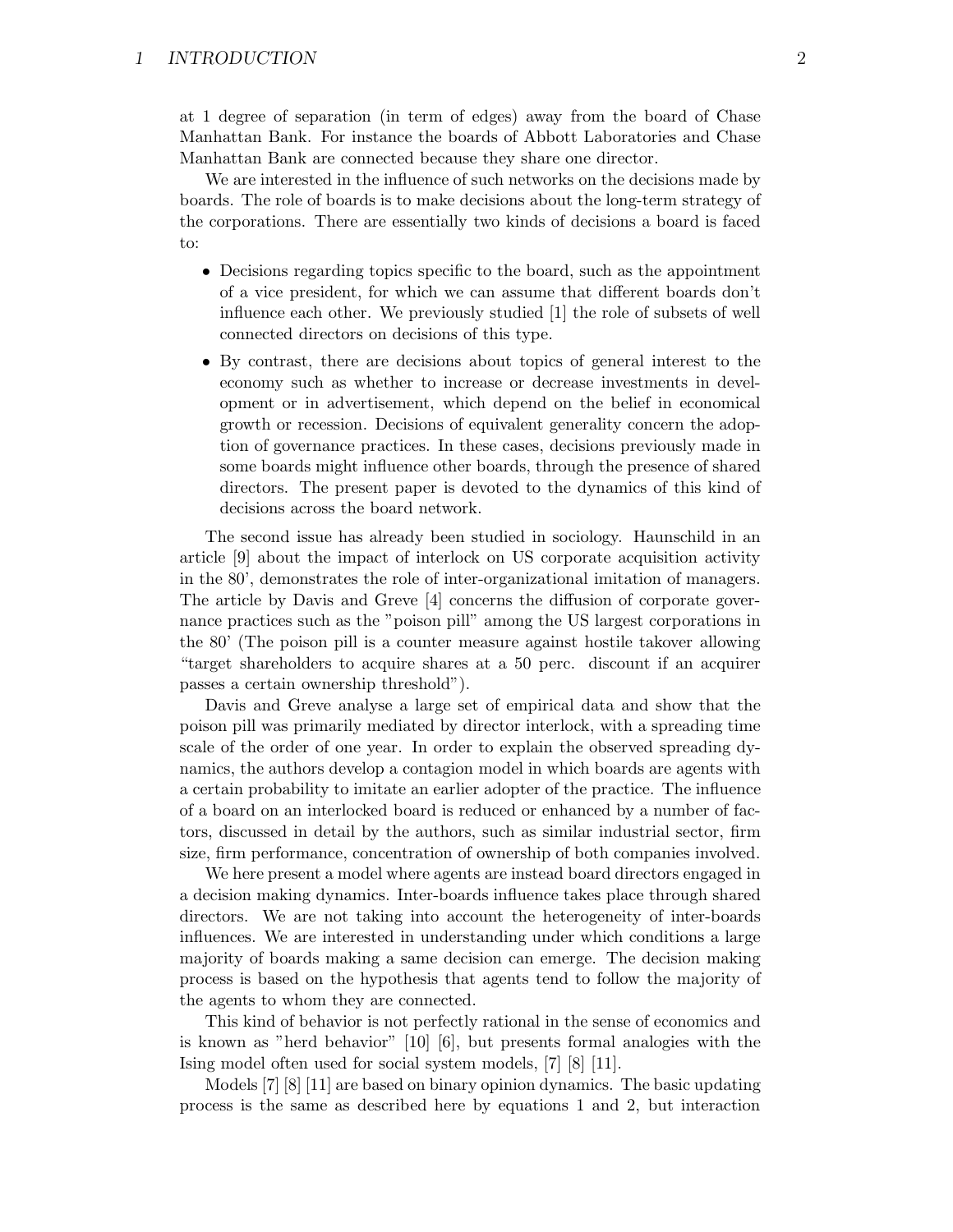at 1 degree of separation (in term of edges) away from the board of Chase Manhattan Bank. For instance the boards of Abbott Laboratories and Chase Manhattan Bank are connected because they share one director.

We are interested in the influence of such networks on the decisions made by boards. The role of boards is to make decisions about the long-term strategy of the corporations. There are essentially two kinds of decisions a board is faced to:

- Decisions regarding topics specific to the board, such as the appointment of a vice president, for which we can assume that different boards don't influence each other. We previously studied [1] the role of subsets of well connected directors on decisions of this type.
- By contrast, there are decisions about topics of general interest to the economy such as whether to increase or decrease investments in development or in advertisement, which depend on the belief in economical growth or recession. Decisions of equivalent generality concern the adoption of governance practices. In these cases, decisions previously made in some boards might influence other boards, through the presence of shared directors. The present paper is devoted to the dynamics of this kind of decisions across the board network.

The second issue has already been studied in sociology. Haunschild in an article [9] about the impact of interlock on US corporate acquisition activity in the 80', demonstrates the role of inter-organizational imitation of managers. The article by Davis and Greve [4] concerns the diffusion of corporate governance practices such as the "poison pill" among the US largest corporations in the 80' (The poison pill is a counter measure against hostile takover allowing "target shareholders to acquire shares at a 50 perc. discount if an acquirer passes a certain ownership threshold").

Davis and Greve analyse a large set of empirical data and show that the poison pill was primarily mediated by director interlock, with a spreading time scale of the order of one year. In order to explain the observed spreading dynamics, the authors develop a contagion model in which boards are agents with a certain probability to imitate an earlier adopter of the practice. The influence of a board on an interlocked board is reduced or enhanced by a number of factors, discussed in detail by the authors, such as similar industrial sector, firm size, firm performance, concentration of ownership of both companies involved.

We here present a model where agents are instead board directors engaged in a decision making dynamics. Inter-boards influence takes place through shared directors. We are not taking into account the heterogeneity of inter-boards influences. We are interested in understanding under which conditions a large majority of boards making a same decision can emerge. The decision making process is based on the hypothesis that agents tend to follow the majority of the agents to whom they are connected.

This kind of behavior is not perfectly rational in the sense of economics and is known as "herd behavior" [10] [6], but presents formal analogies with the Ising model often used for social system models, [7] [8] [11].

Models [7] [8] [11] are based on binary opinion dynamics. The basic updating process is the same as described here by equations 1 and 2, but interaction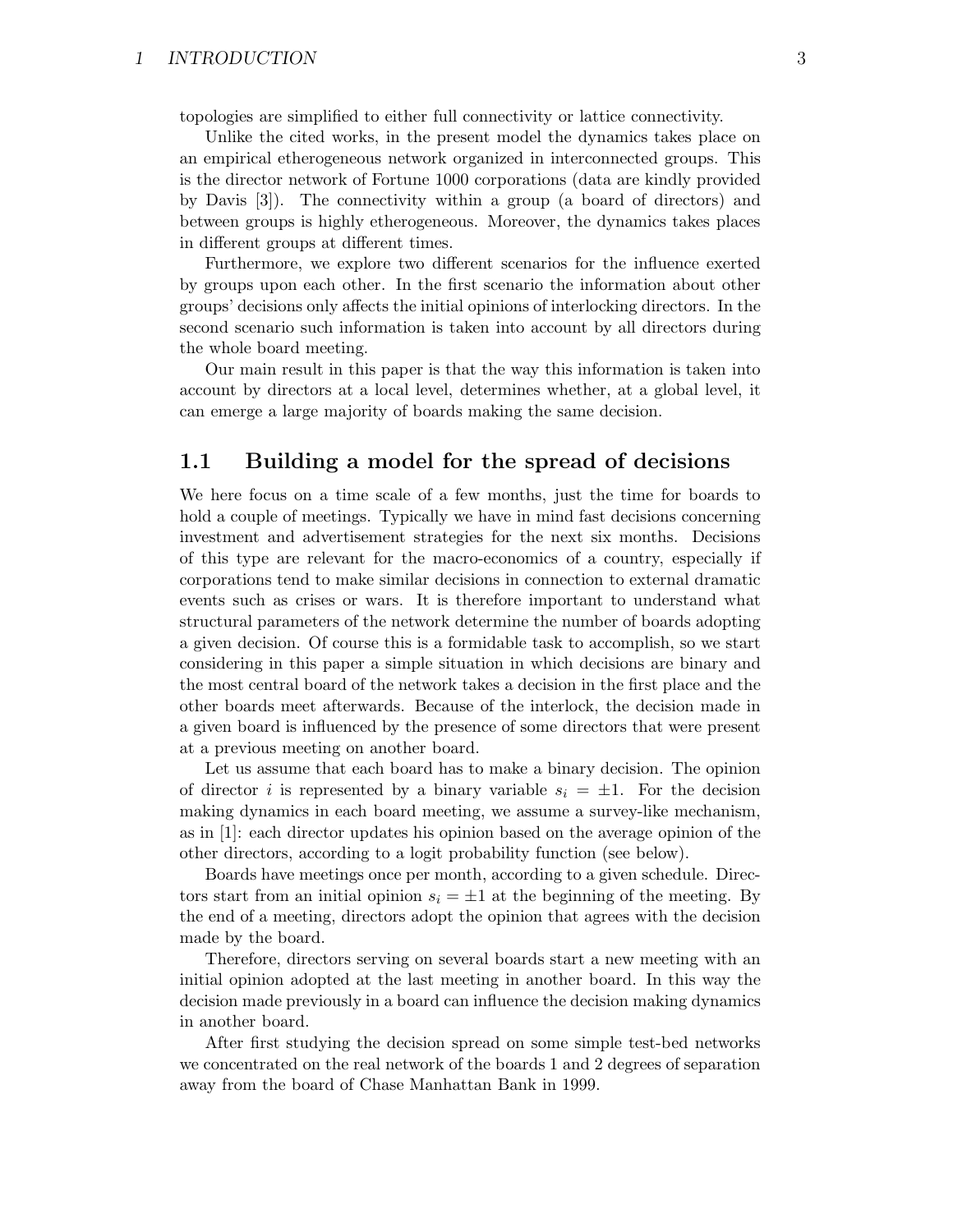topologies are simplified to either full connectivity or lattice connectivity.

Unlike the cited works, in the present model the dynamics takes place on an empirical etherogeneous network organized in interconnected groups. This is the director network of Fortune 1000 corporations (data are kindly provided by Davis [3]). The connectivity within a group (a board of directors) and between groups is highly etherogeneous. Moreover, the dynamics takes places in different groups at different times.

Furthermore, we explore two different scenarios for the influence exerted by groups upon each other. In the first scenario the information about other groups' decisions only affects the initial opinions of interlocking directors. In the second scenario such information is taken into account by all directors during the whole board meeting.

Our main result in this paper is that the way this information is taken into account by directors at a local level, determines whether, at a global level, it can emerge a large majority of boards making the same decision.

## 1.1 Building a model for the spread of decisions

We here focus on a time scale of a few months, just the time for boards to hold a couple of meetings. Typically we have in mind fast decisions concerning investment and advertisement strategies for the next six months. Decisions of this type are relevant for the macro-economics of a country, especially if corporations tend to make similar decisions in connection to external dramatic events such as crises or wars. It is therefore important to understand what structural parameters of the network determine the number of boards adopting a given decision. Of course this is a formidable task to accomplish, so we start considering in this paper a simple situation in which decisions are binary and the most central board of the network takes a decision in the first place and the other boards meet afterwards. Because of the interlock, the decision made in a given board is influenced by the presence of some directors that were present at a previous meeting on another board.

Let us assume that each board has to make a binary decision. The opinion of director $i$ is represented by a binary variable $s_i = \pm 1$. For the decision making dynamics in each board meeting, we assume a survey-like mechanism, as in [1]: each director updates his opinion based on the average opinion of the other directors, according to a logit probability function (see below).

Boards have meetings once per month, according to a given schedule. Directors start from an initial opinion $s_i = \pm 1$ at the beginning of the meeting. By the end of a meeting, directors adopt the opinion that agrees with the decision made by the board.

Therefore, directors serving on several boards start a new meeting with an initial opinion adopted at the last meeting in another board. In this way the decision made previously in a board can influence the decision making dynamics in another board.

After first studying the decision spread on some simple test-bed networks we concentrated on the real network of the boards 1 and 2 degrees of separation away from the board of Chase Manhattan Bank in 1999.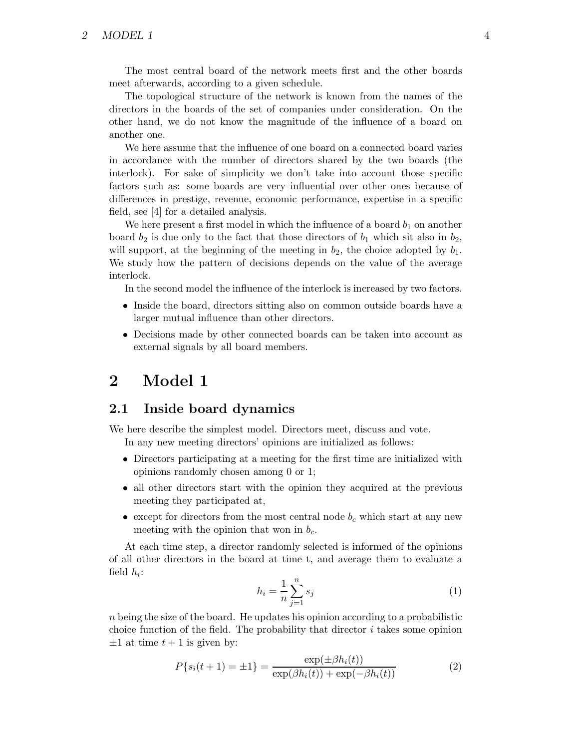The most central board of the network meets first and the other boards meet afterwards, according to a given schedule.

The topological structure of the network is known from the names of the directors in the boards of the set of companies under consideration. On the other hand, we do not know the magnitude of the influence of a board on another one.

We here assume that the influence of one board on a connected board varies in accordance with the number of directors shared by the two boards (the interlock). For sake of simplicity we don't take into account those specific factors such as: some boards are very influential over other ones because of differences in prestige, revenue, economic performance, expertise in a specific field, see [4] for a detailed analysis.

We here present a first model in which the influence of a board $b_1$ on another board $b_2$ is due only to the fact that those directors of $b_1$ which sit also in $b_2$, will support, at the beginning of the meeting in $b_2$, the choice adopted by $b_1$. We study how the pattern of decisions depends on the value of the average interlock.

In the second model the influence of the interlock is increased by two factors.

- Inside the board, directors sitting also on common outside boards have a larger mutual influence than other directors.
- Decisions made by other connected boards can be taken into account as external signals by all board members.

# 2 Model 1

## 2.1 Inside board dynamics

We here describe the simplest model. Directors meet, discuss and vote.

In any new meeting directors' opinions are initialized as follows:

- Directors participating at a meeting for the first time are initialized with opinions randomly chosen among 0 or 1;
- all other directors start with the opinion they acquired at the previous meeting they participated at,
- except for directors from the most central node $b_c$ which start at any new meeting with the opinion that won in $b_c$.

At each time step, a director randomly selected is informed of the opinions of all other directors in the board at time t, and average them to evaluate a field $h_i$:

$$h_i = \frac{1}{n} \sum_{j=1}^{n} s_j \tag{1}$$

$n$ being the size of the board. He updates his opinion according to a probabilistic choice function of the field. The probability that director $i$ takes some opinion $\pm 1$ at time $t+1$ is given by:

$$P\{s_i(t+1) = \pm 1\} = \frac{\exp(\pm \beta h_i(t))}{\exp(\beta h_i(t)) + \exp(-\beta h_i(t))} \tag{2}$$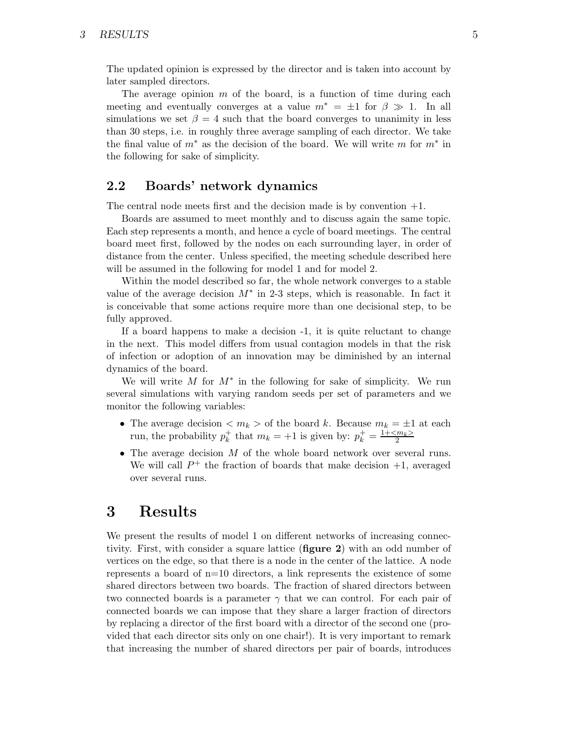The updated opinion is expressed by the director and is taken into account by later sampled directors.

The average opinion $m$ of the board, is a function of time during each meeting and eventually converges at a value $m^* = \pm 1$ for $\beta \gg 1$. In all simulations we set $\beta = 4$ such that the board converges to unanimity in less than 30 steps, i.e. in roughly three average sampling of each director. We take the final value of $m^*$ as the decision of the board. We will write $m$ for $m^*$ in the following for sake of simplicity.

## 2.2 Boards' network dynamics

The central node meets first and the decision made is by convention +1.

Boards are assumed to meet monthly and to discuss again the same topic. Each step represents a month, and hence a cycle of board meetings. The central board meet first, followed by the nodes on each surrounding layer, in order of distance from the center. Unless specified, the meeting schedule described here will be assumed in the following for model 1 and for model 2.

Within the model described so far, the whole network converges to a stable value of the average decision $M^*$ in 2-3 steps, which is reasonable. In fact it is conceivable that some actions require more than one decisional step, to be fully approved.

If a board happens to make a decision -1, it is quite reluctant to change in the next. This model differs from usual contagion models in that the risk of infection or adoption of an innovation may be diminished by an internal dynamics of the board.

We will write $M$ for $M^*$ in the following for sake of simplicity. We run several simulations with varying random seeds per set of parameters and we monitor the following variables:

- The average decision $< m_k >$ of the board $k$. Because $m_k = \pm 1$ at each run, the probability $p_k^+$ that $m_k = +1$ is given by: $p_k^+ = \frac{1+<m_k>}{2}$
- The average decision $M$ of the whole board network over several runs. We will call $P^+$ the fraction of boards that make decision +1, averaged over several runs.

# 3 Results

We present the results of model 1 on different networks of increasing connectivity. First, with consider a square lattice (**figure 2**) with an odd number of vertices on the edge, so that there is a node in the center of the lattice. A node represents a board of n=10 directors, a link represents the existence of some shared directors between two boards. The fraction of shared directors between two connected boards is a parameter $\gamma$ that we can control. For each pair of connected boards we can impose that they share a larger fraction of directors by replacing a director of the first board with a director of the second one (provided that each director sits only on one chair!). It is very important to remark that increasing the number of shared directors per pair of boards, introduces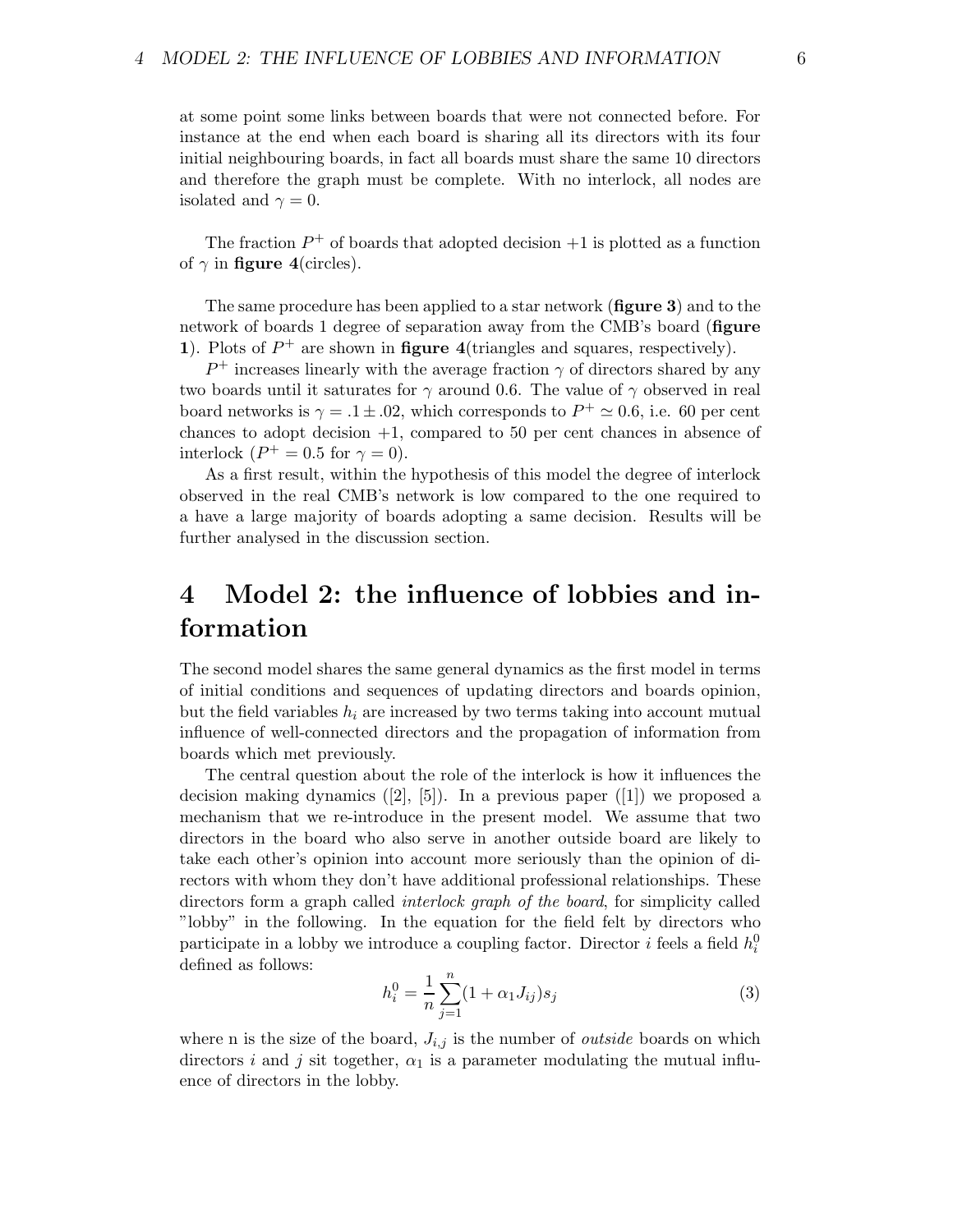at some point some links between boards that were not connected before. For instance at the end when each board is sharing all its directors with its four initial neighbouring boards, in fact all boards must share the same 10 directors and therefore the graph must be complete. With no interlock, all nodes are isolated and $\gamma = 0$.

The fraction $P^+$ of boards that adopted decision +1 is plotted as a function of $\gamma$ in **figure 4**(circles).

The same procedure has been applied to a star network (**figure 3**) and to the network of boards 1 degree of separation away from the CMB's board (**figure 1**). Plots of $P^+$ are shown in **figure 4**(triangles and squares, respectively).

$P^+$ increases linearly with the average fraction $\gamma$ of directors shared by any two boards until it saturates for $\gamma$ around 0.6. The value of $\gamma$ observed in real board networks is $\gamma = .1 \pm .02$, which corresponds to $P^+ \simeq 0.6$, i.e. 60 per cent chances to adopt decision +1, compared to 50 per cent chances in absence of interlock ($P^+ = 0.5$ for $\gamma = 0$).

As a first result, within the hypothesis of this model the degree of interlock observed in the real CMB's network is low compared to the one required to a have a large majority of boards adopting a same decision. Results will be further analysed in the discussion section.

# 4 Model 2: the influence of lobbies and information

The second model shares the same general dynamics as the first model in terms of initial conditions and sequences of updating directors and boards opinion, but the field variables $h_i$ are increased by two terms taking into account mutual influence of well-connected directors and the propagation of information from boards which met previously.

The central question about the role of the interlock is how it influences the decision making dynamics ([2], [5]). In a previous paper ([1]) we proposed a mechanism that we re-introduce in the present model. We assume that two directors in the board who also serve in another outside board are likely to take each other's opinion into account more seriously than the opinion of directors with whom they don't have additional professional relationships. These directors form a graph called *interlock graph of the board*, for simplicity called "lobby" in the following. In the equation for the field felt by directors who participate in a lobby we introduce a coupling factor. Director $i$ feels a field $h_i^0$ defined as follows:

$$h_i^0 = \frac{1}{n} \sum_{j=1}^{n} (1 + \alpha_1 J_{ij}) s_j \tag{3}$$

where n is the size of the board, $J_{i,j}$ is the number of *outside* boards on which directors $i$ and $j$ sit together, $\alpha_1$ is a parameter modulating the mutual influence of directors in the lobby.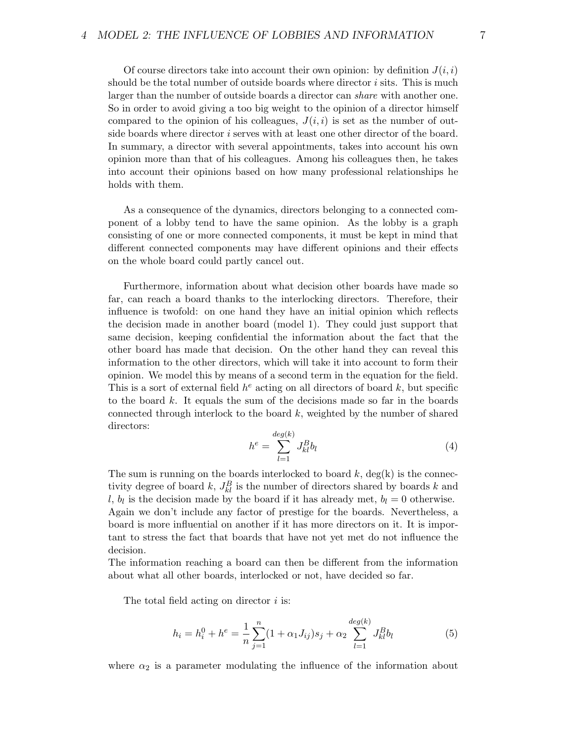Of course directors take into account their own opinion: by definition $J(i,i)$ should be the total number of outside boards where director $i$ sits. This is much larger than the number of outside boards a director can *share* with another one. So in order to avoid giving a too big weight to the opinion of a director himself compared to the opinion of his colleagues, $J(i,i)$ is set as the number of outside boards where director $i$ serves with at least one other director of the board. In summary, a director with several appointments, takes into account his own opinion more than that of his colleagues. Among his colleagues then, he takes into account their opinions based on how many professional relationships he holds with them.

As a consequence of the dynamics, directors belonging to a connected component of a lobby tend to have the same opinion. As the lobby is a graph consisting of one or more connected components, it must be kept in mind that different connected components may have different opinions and their effects on the whole board could partly cancel out.

Furthermore, information about what decision other boards have made so far, can reach a board thanks to the interlocking directors. Therefore, their influence is twofold: on one hand they have an initial opinion which reflects the decision made in another board (model 1). They could just support that same decision, keeping confidential the information about the fact that the other board has made that decision. On the other hand they can reveal this information to the other directors, which will take it into account to form their opinion. We model this by means of a second term in the equation for the field. This is a sort of external field $h^e$ acting on all directors of board $k$, but specific to the board $k$. It equals the sum of the decisions made so far in the boards connected through interlock to the board $k$, weighted by the number of shared directors:

$$h^e = \sum_{l=1}^{deg(k)} J^B_{kl} b_l \tag{4}$$

The sum is running on the boards interlocked to board $k$, deg(k) is the connectivity degree of board $k$, $J^B_{kl}$ is the number of directors shared by boards $k$ and $l$, $b_l$ is the decision made by the board if it has already met, $b_l = 0$ otherwise. Again we don't include any factor of prestige for the boards. Nevertheless, a board is more influential on another if it has more directors on it. It is important to stress the fact that boards that have not yet met do not influence the decision.
The information reaching a board can then be different from the information about what all other boards, interlocked or not, have decided so far.

The total field acting on director $i$ is:

$$h_i = h_i^0 + h^e = \frac{1}{n}\sum_{j=1}^{n}(1+\alpha_1 J_{ij})s_j + \alpha_2 \sum_{l=1}^{deg(k)} J^B_{kl} b_l \tag{5}$$

where $\alpha_2$ is a parameter modulating the influence of the information about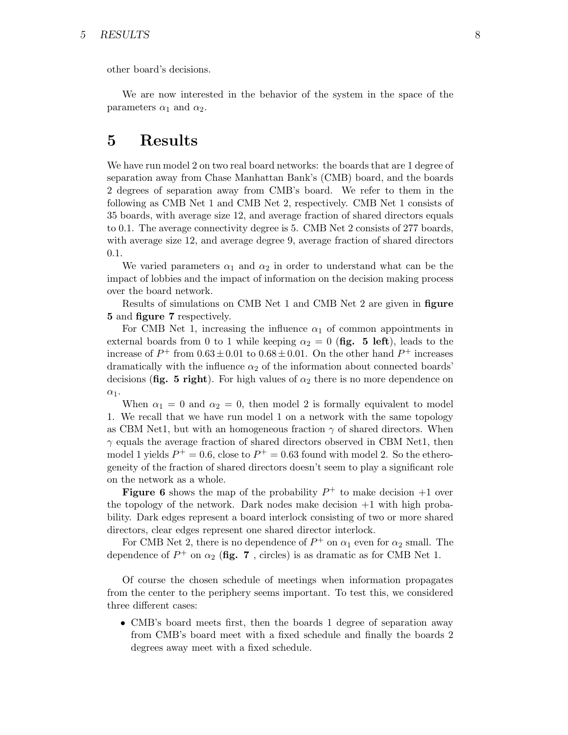other board's decisions.

We are now interested in the behavior of the system in the space of the parameters $\alpha_1$ and $\alpha_2$.

# 5 Results

We have run model 2 on two real board networks: the boards that are 1 degree of separation away from Chase Manhattan Bank's (CMB) board, and the boards 2 degrees of separation away from CMB's board. We refer to them in the following as CMB Net 1 and CMB Net 2, respectively. CMB Net 1 consists of 35 boards, with average size 12, and average fraction of shared directors equals to 0.1. The average connectivity degree is 5. CMB Net 2 consists of 277 boards, with average size 12, and average degree 9, average fraction of shared directors 0.1.

We varied parameters $\alpha_1$ and $\alpha_2$ in order to understand what can be the impact of lobbies and the impact of information on the decision making process over the board network.

Results of simulations on CMB Net 1 and CMB Net 2 are given in **figure 5** and **figure 7** respectively.

For CMB Net 1, increasing the influence $\alpha_1$ of common appointments in external boards from 0 to 1 while keeping $\alpha_2 = 0$ (**fig. 5 left**), leads to the increase of $P^+$ from $0.63 \pm 0.01$ to $0.68 \pm 0.01$. On the other hand $P^+$ increases dramatically with the influence $\alpha_2$ of the information about connected boards' decisions (**fig. 5 right**). For high values of $\alpha_2$ there is no more dependence on $\alpha_1$.

When $\alpha_1 = 0$ and $\alpha_2 = 0$, then model 2 is formally equivalent to model 1. We recall that we have run model 1 on a network with the same topology as CBM Net1, but with an homogeneous fraction $\gamma$ of shared directors. When $\gamma$ equals the average fraction of shared directors observed in CBM Net1, then model 1 yields $P^+ = 0.6$, close to $P^+ = 0.63$ found with model 2. So the etherogeneity of the fraction of shared directors doesn't seem to play a significant role on the network as a whole.

**Figure 6** shows the map of the probability $P^+$ to make decision $+1$ over the topology of the network. Dark nodes make decision $+1$ with high probability. Dark edges represent a board interlock consisting of two or more shared directors, clear edges represent one shared director interlock.

For CMB Net 2, there is no dependence of $P^+$ on $\alpha_1$ even for $\alpha_2$ small. The dependence of $P^+$ on $\alpha_2$ (**fig. 7** , circles) is as dramatic as for CMB Net 1.

Of course the chosen schedule of meetings when information propagates from the center to the periphery seems important. To test this, we considered three different cases:

- CMB's board meets first, then the boards 1 degree of separation away from CMB's board meet with a fixed schedule and finally the boards 2 degrees away meet with a fixed schedule.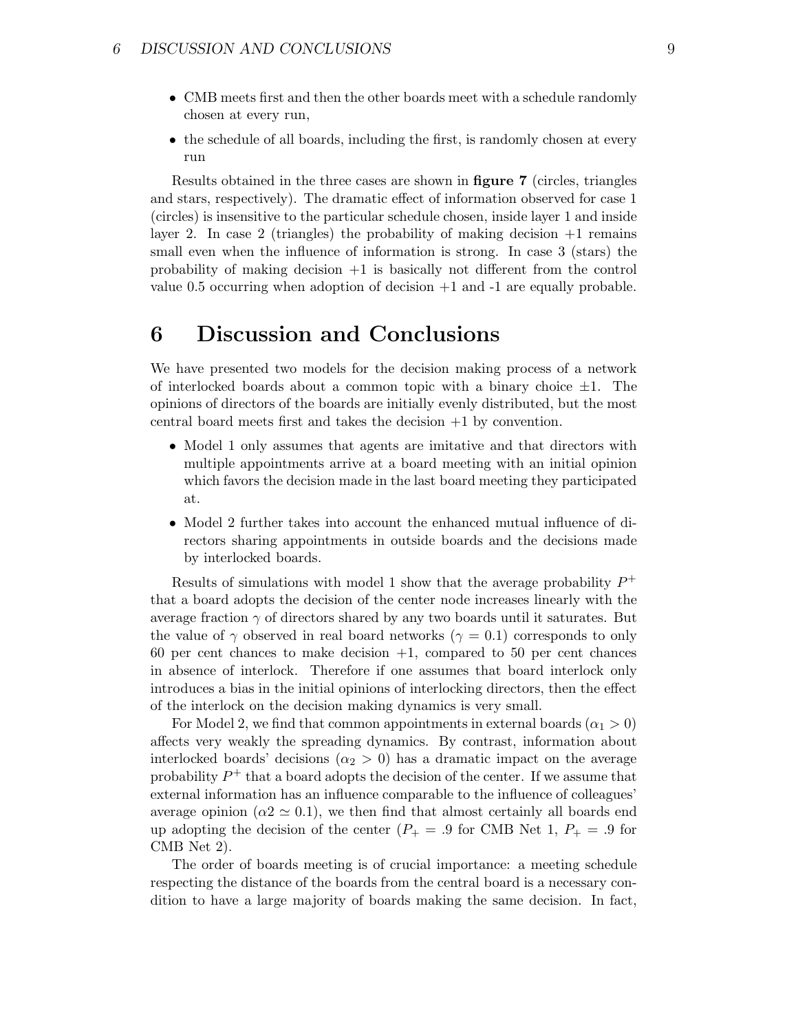- CMB meets first and then the other boards meet with a schedule randomly chosen at every run,
- the schedule of all boards, including the first, is randomly chosen at every run

Results obtained in the three cases are shown in **figure 7** (circles, triangles and stars, respectively). The dramatic effect of information observed for case 1 (circles) is insensitive to the particular schedule chosen, inside layer 1 and inside layer 2. In case 2 (triangles) the probability of making decision +1 remains small even when the influence of information is strong. In case 3 (stars) the probability of making decision +1 is basically not different from the control value 0.5 occurring when adoption of decision +1 and -1 are equally probable.

# 6 Discussion and Conclusions

We have presented two models for the decision making process of a network of interlocked boards about a common topic with a binary choice $\pm 1$. The opinions of directors of the boards are initially evenly distributed, but the most central board meets first and takes the decision +1 by convention.

- Model 1 only assumes that agents are imitative and that directors with multiple appointments arrive at a board meeting with an initial opinion which favors the decision made in the last board meeting they participated at.
- Model 2 further takes into account the enhanced mutual influence of directors sharing appointments in outside boards and the decisions made by interlocked boards.

Results of simulations with model 1 show that the average probability $P^+$ that a board adopts the decision of the center node increases linearly with the average fraction $\gamma$ of directors shared by any two boards until it saturates. But the value of $\gamma$ observed in real board networks ($\gamma = 0.1$) corresponds to only 60 per cent chances to make decision +1, compared to 50 per cent chances in absence of interlock. Therefore if one assumes that board interlock only introduces a bias in the initial opinions of interlocking directors, then the effect of the interlock on the decision making dynamics is very small.

For Model 2, we find that common appointments in external boards ($\alpha_1 > 0$) affects very weakly the spreading dynamics. By contrast, information about interlocked boards' decisions ($\alpha_2 > 0$) has a dramatic impact on the average probability $P^+$ that a board adopts the decision of the center. If we assume that external information has an influence comparable to the influence of colleagues' average opinion ($\alpha 2 \simeq 0.1$), we then find that almost certainly all boards end up adopting the decision of the center ($P_+ = .9$ for CMB Net 1, $P_+ = .9$ for CMB Net 2).

The order of boards meeting is of crucial importance: a meeting schedule respecting the distance of the boards from the central board is a necessary condition to have a large majority of boards making the same decision. In fact,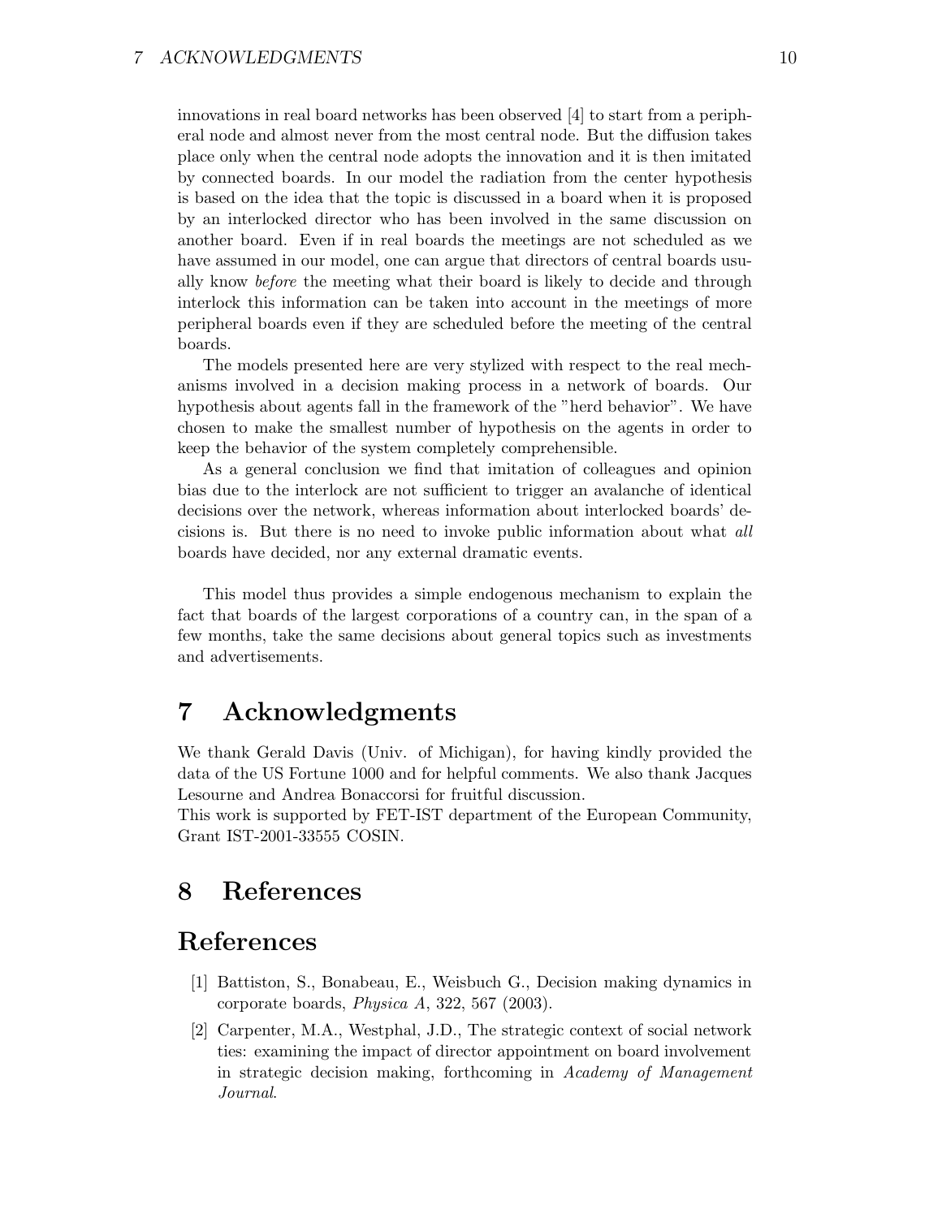innovations in real board networks has been observed [4] to start from a peripheral node and almost never from the most central node. But the diffusion takes place only when the central node adopts the innovation and it is then imitated by connected boards. In our model the radiation from the center hypothesis is based on the idea that the topic is discussed in a board when it is proposed by an interlocked director who has been involved in the same discussion on another board. Even if in real boards the meetings are not scheduled as we have assumed in our model, one can argue that directors of central boards usually know *before* the meeting what their board is likely to decide and through interlock this information can be taken into account in the meetings of more peripheral boards even if they are scheduled before the meeting of the central boards.

The models presented here are very stylized with respect to the real mechanisms involved in a decision making process in a network of boards. Our hypothesis about agents fall in the framework of the "herd behavior". We have chosen to make the smallest number of hypothesis on the agents in order to keep the behavior of the system completely comprehensible.

As a general conclusion we find that imitation of colleagues and opinion bias due to the interlock are not sufficient to trigger an avalanche of identical decisions over the network, whereas information about interlocked boards' decisions is. But there is no need to invoke public information about what *all* boards have decided, nor any external dramatic events.

This model thus provides a simple endogenous mechanism to explain the fact that boards of the largest corporations of a country can, in the span of a few months, take the same decisions about general topics such as investments and advertisements.

## 7 Acknowledgments

We thank Gerald Davis (Univ. of Michigan), for having kindly provided the data of the US Fortune 1000 and for helpful comments. We also thank Jacques Lesourne and Andrea Bonaccorsi for fruitful discussion.
This work is supported by FET-IST department of the European Community, Grant IST-2001-33555 COSIN.

## 8 References

## References

[1] Battiston, S., Bonabeau, E., Weisbuch G., Decision making dynamics in corporate boards, *Physica A*, 322, 567 (2003).

[2] Carpenter, M.A., Westphal, J.D., The strategic context of social network ties: examining the impact of director appointment on board involvement in strategic decision making, forthcoming in *Academy of Management Journal*.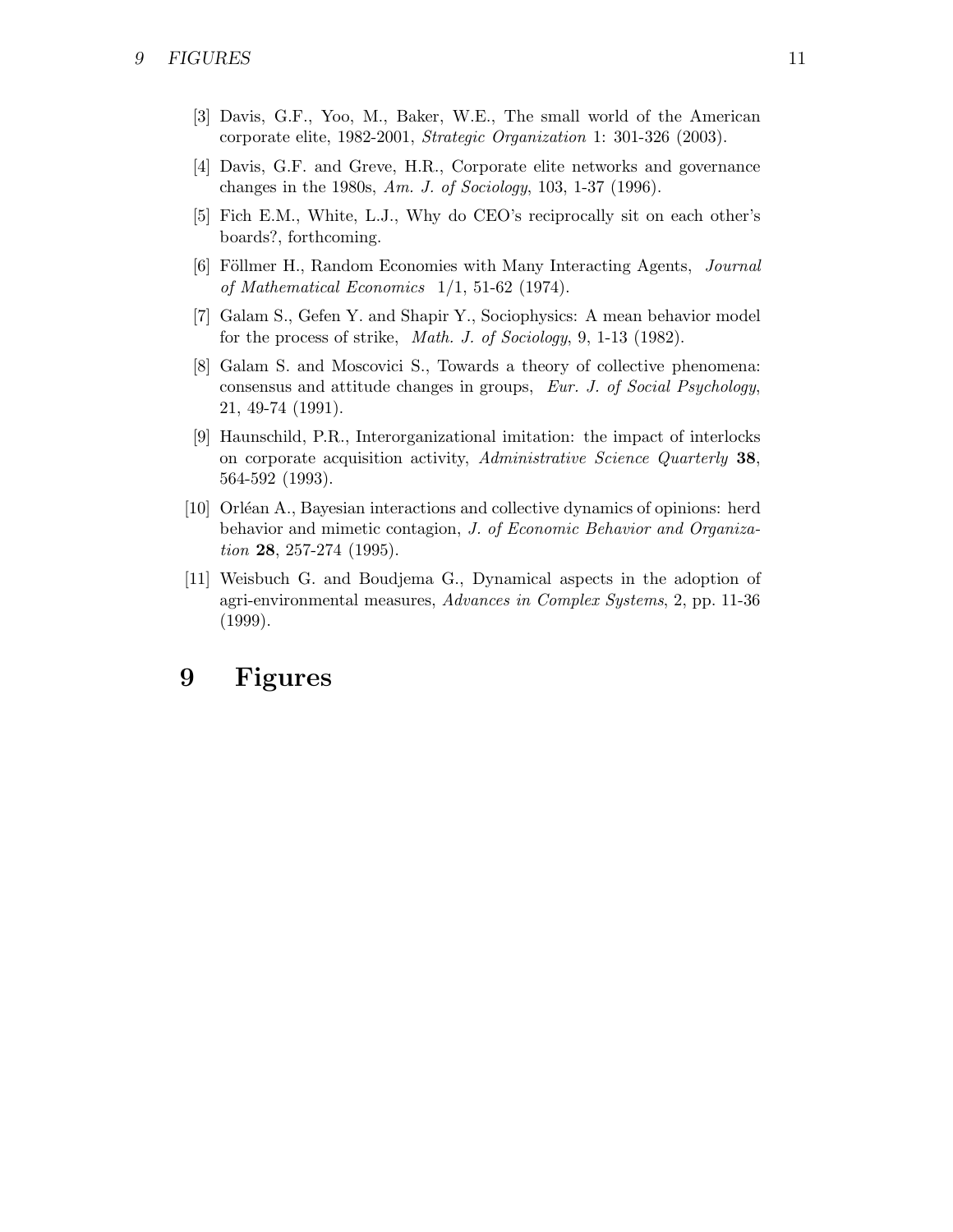[3] Davis, G.F., Yoo, M., Baker, W.E., The small world of the American corporate elite, 1982-2001, *Strategic Organization* 1: 301-326 (2003).

[4] Davis, G.F. and Greve, H.R., Corporate elite networks and governance changes in the 1980s, *Am. J. of Sociology*, 103, 1-37 (1996).

[5] Fich E.M., White, L.J., Why do CEO's reciprocally sit on each other's boards?, forthcoming.

[6] Föllmer H., Random Economies with Many Interacting Agents, *Journal of Mathematical Economics* 1/1, 51-62 (1974).

[7] Galam S., Gefen Y. and Shapir Y., Sociophysics: A mean behavior model for the process of strike, *Math. J. of Sociology*, 9, 1-13 (1982).

[8] Galam S. and Moscovici S., Towards a theory of collective phenomena: consensus and attitude changes in groups, *Eur. J. of Social Psychology*, 21, 49-74 (1991).

[9] Haunschild, P.R., Interorganizational imitation: the impact of interlocks on corporate acquisition activity, *Administrative Science Quarterly* **38**, 564-592 (1993).

[10] Orléan A., Bayesian interactions and collective dynamics of opinions: herd behavior and mimetic contagion, *J. of Economic Behavior and Organization* **28**, 257-274 (1995).

[11] Weisbuch G. and Boudjema G., Dynamical aspects in the adoption of agri-environmental measures, *Advances in Complex Systems*, 2, pp. 11-36 (1999).

# 9 Figures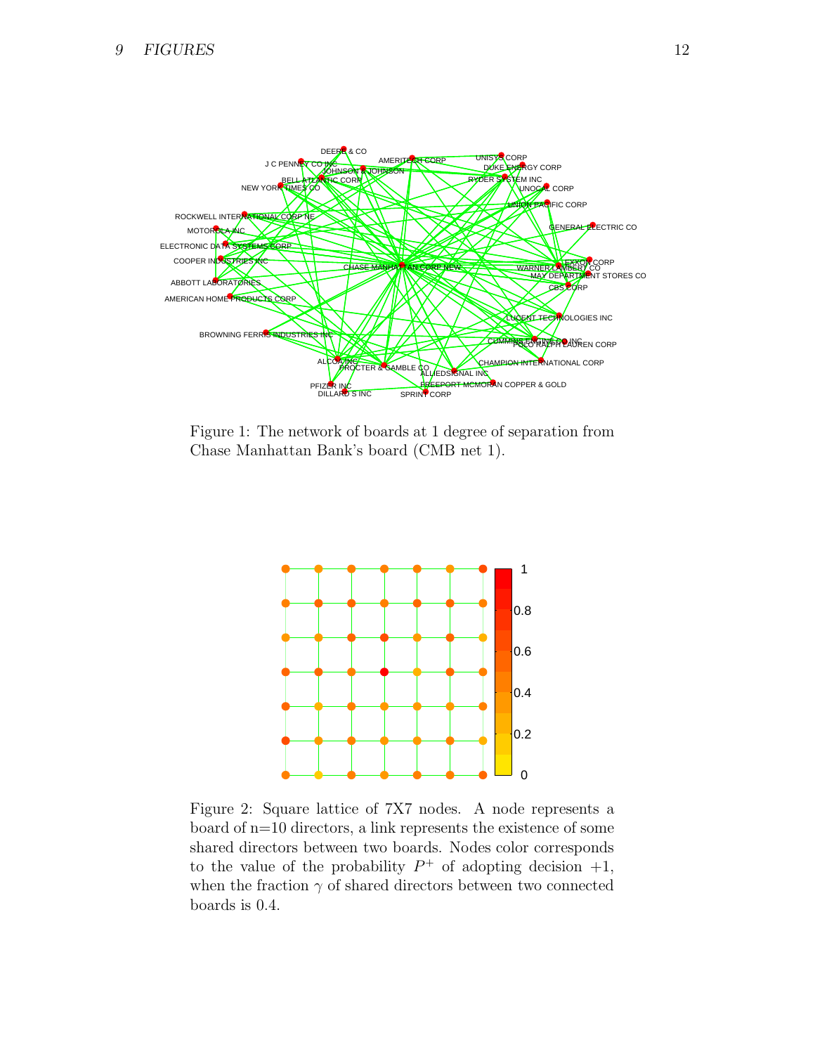Figure 1: The network of boards at 1 degree of separation from Chase Manhattan Bank's board (CMB net 1).

Figure 2: Square lattice of 7X7 nodes. A node represents a board of n=10 directors, a link represents the existence of some shared directors between two boards. Nodes color corresponds to the value of the probability $P^+$ of adopting decision +1, when the fraction $\gamma$ of shared directors between two connected boards is 0.4.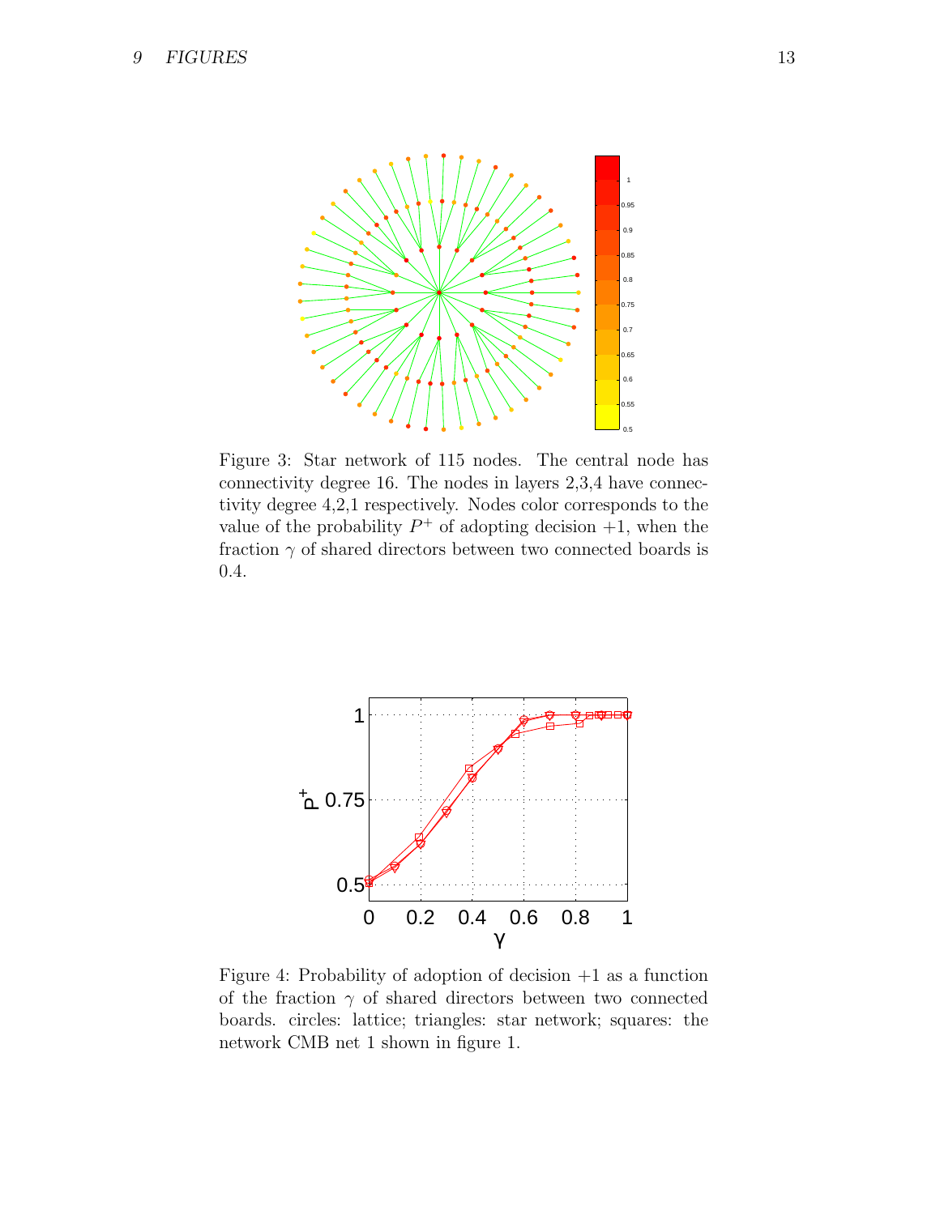Figure 3: Star network of 115 nodes. The central node has connectivity degree 16. The nodes in layers 2,3,4 have connectivity degree 4,2,1 respectively. Nodes color corresponds to the value of the probability $P^+$ of adopting decision +1, when the fraction $\gamma$ of shared directors between two connected boards is 0.4.

Figure 4: Probability of adoption of decision +1 as a function of the fraction $\gamma$ of shared directors between two connected boards. circles: lattice; triangles: star network; squares: the network CMB net 1 shown in figure 1.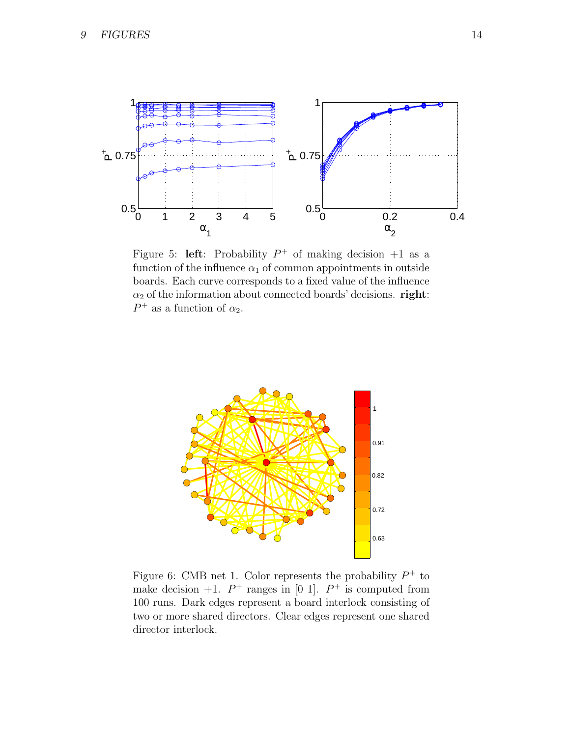Figure 5: **left**: Probability $P^+$ of making decision $+1$ as a function of the influence $\alpha_1$ of common appointments in outside boards. Each curve corresponds to a fixed value of the influence $\alpha_2$ of the information about connected boards' decisions. **right**: $P^+$ as a function of $\alpha_2$.

Figure 6: CMB net 1. Color represents the probability $P^+$ to make decision $+1$. $P^+$ ranges in [0 1]. $P^+$ is computed from 100 runs. Dark edges represent a board interlock consisting of two or more shared directors. Clear edges represent one shared director interlock.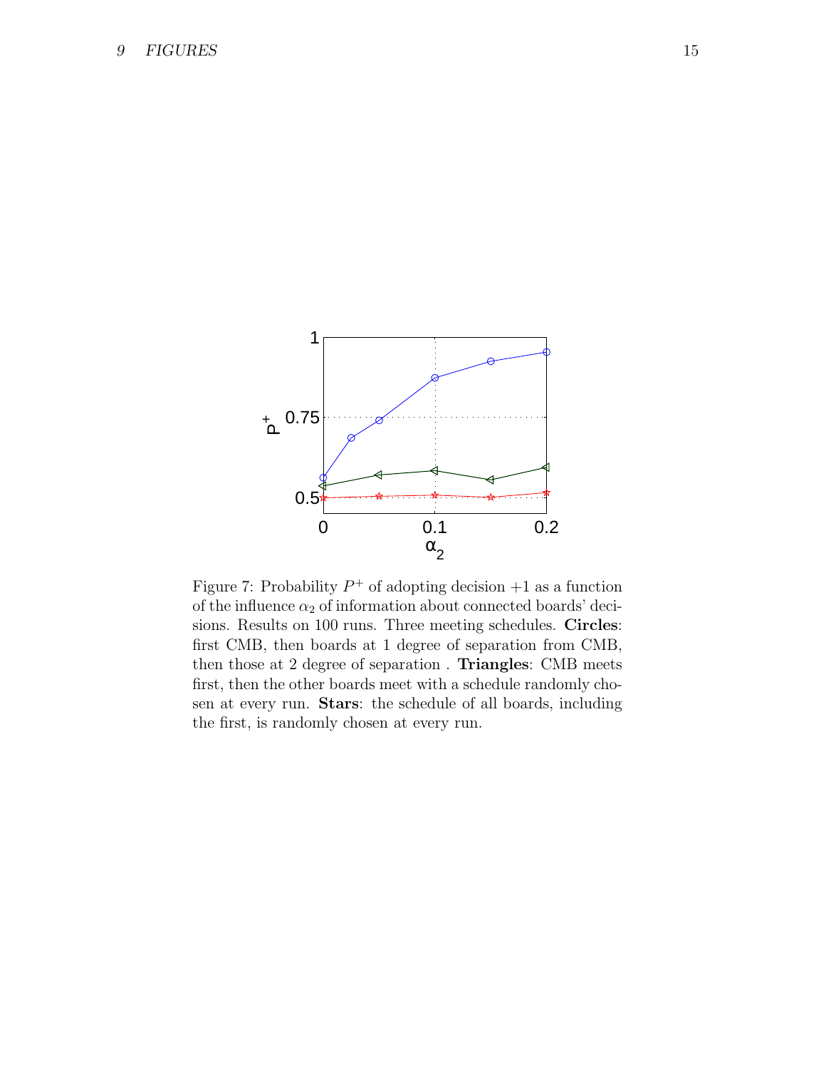1

0.75

0.5

$P^+$

0

0.1

0.2

$\alpha_2$

Figure 7: Probability $P^+$ of adopting decision $+1$ as a function of the influence $\alpha_2$ of information about connected boards' decisions. Results on 100 runs. Three meeting schedules. **Circles**: first CMB, then boards at 1 degree of separation from CMB, then those at 2 degree of separation . **Triangles**: CMB meets first, then the other boards meet with a schedule randomly chosen at every run. **Stars**: the schedule of all boards, including the first, is randomly chosen at every run.